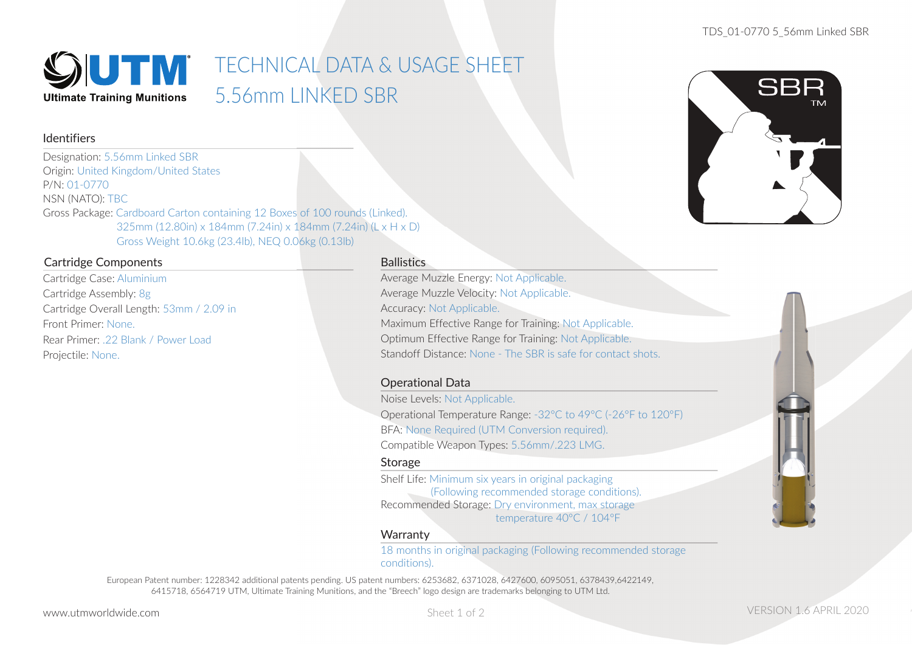# TECHNICAL DATA & USAGE SHEET
# 5.56mm LINKED SBR

## Identifiers

Designation: 5.56mm Linked SBR
Origin: United Kingdom/United States
P/N: 01-0770
NSN (NATO): TBC
Gross Package: Cardboard Carton containing 12 Boxes of 100 rounds (Linked).
325mm (12.80in) x 184mm (7.24in) x 184mm (7.24in) (L x H x D)
Gross Weight 10.6kg (23.4lb), NEQ 0.06kg (0.13lb)

## Cartridge Components

Cartridge Case: Aluminium
Cartridge Assembly: 8g
Cartridge Overall Length: 53mm / 2.09 in
Front Primer: None.
Rear Primer: .22 Blank / Power Load
Projectile: None.

## Ballistics

Average Muzzle Energy: Not Applicable.
Average Muzzle Velocity: Not Applicable.
Accuracy: Not Applicable.
Maximum Effective Range for Training: Not Applicable.
Optimum Effective Range for Training: Not Applicable.
Standoff Distance: None - The SBR is safe for contact shots.

## Operational Data

Noise Levels: Not Applicable.
Operational Temperature Range: -32°C to 49°C (-26°F to 120°F)
BFA: None Required (UTM Conversion required).
Compatible Weapon Types: 5.56mm/.223 LMG.

## Storage

Shelf Life: Minimum six years in original packaging (Following recommended storage conditions).
Recommended Storage: Dry environment, max storage temperature 40°C / 104°F

## Warranty

18 months in original packaging (Following recommended storage conditions).

European Patent number: 1228342 additional patents pending. US patent numbers: 6253682, 6371028, 6427600, 6095051, 6378439,6422149, 6415718, 6564719 UTM, Ultimate Training Munitions, and the "Breech" logo design are trademarks belonging to UTM Ltd.

www.utmworldwide.com

VERSION 1.6 APRIL 2020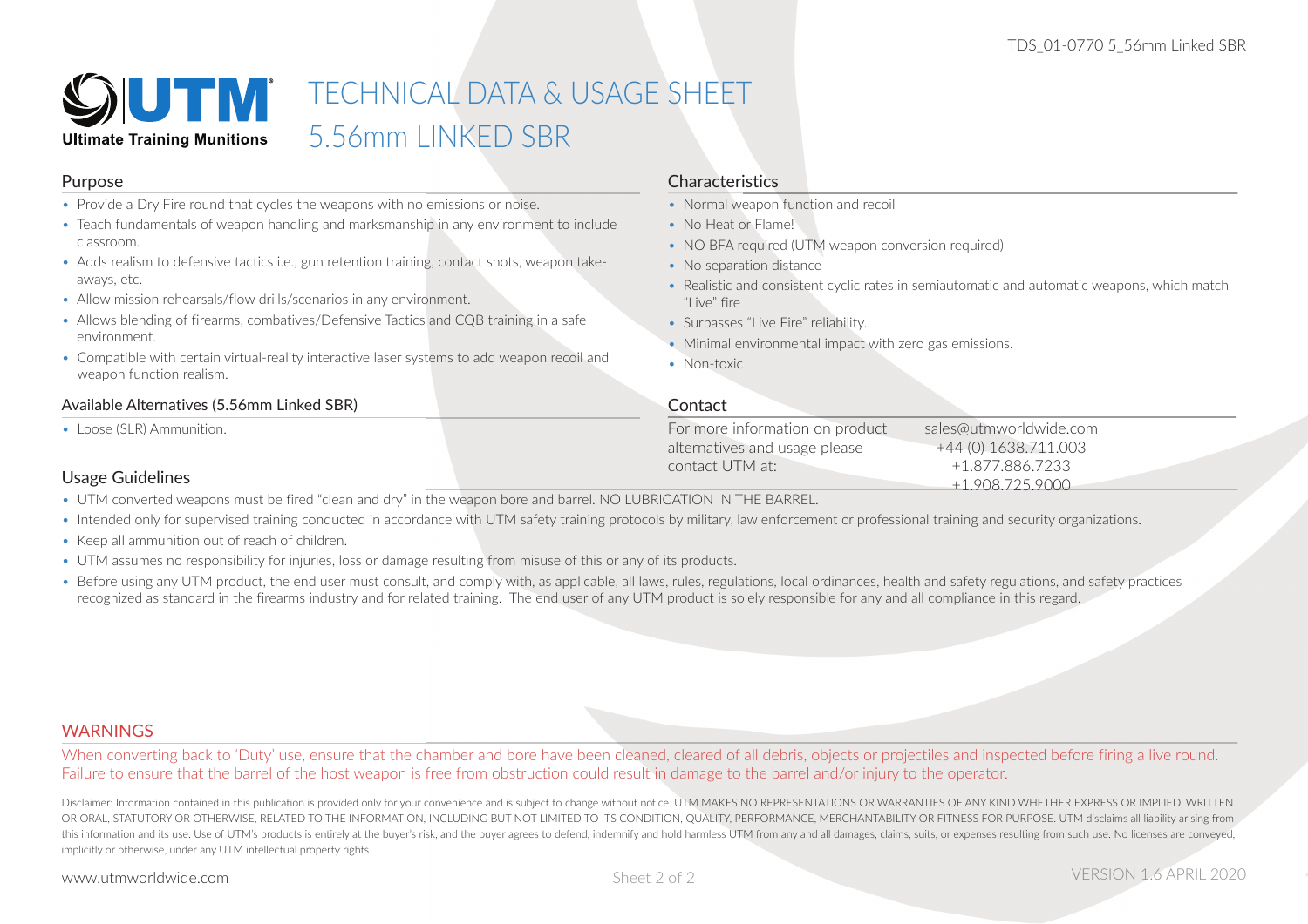# TECHNICAL DATA & USAGE SHEET
# 5.56mm LINKED SBR

## Purpose

- Provide a Dry Fire round that cycles the weapons with no emissions or noise.
- Teach fundamentals of weapon handling and marksmanship in any environment to include classroom.
- Adds realism to defensive tactics i.e., gun retention training, contact shots, weapon take-aways, etc.
- Allow mission rehearsals/flow drills/scenarios in any environment.
- Allows blending of firearms, combatives/Defensive Tactics and CQB training in a safe environment.
- Compatible with certain virtual-reality interactive laser systems to add weapon recoil and weapon function realism.

## Available Alternatives (5.56mm Linked SBR)

- Loose (SLR) Ammunition.

## Characteristics

- Normal weapon function and recoil
- No Heat or Flame!
- NO BFA required (UTM weapon conversion required)
- No separation distance
- Realistic and consistent cyclic rates in semiautomatic and automatic weapons, which match "Live" fire
- Surpasses "Live Fire" reliability.
- Minimal environmental impact with zero gas emissions.
- Non-toxic

## Contact

For more information on product alternatives and usage please contact UTM at:

sales@utmworldwide.com
+44 (0) 1638.711.003
+1.877.886.7233
+1.908.725.9000

## Usage Guidelines

- UTM converted weapons must be fired "clean and dry" in the weapon bore and barrel. NO LUBRICATION IN THE BARREL.
- Intended only for supervised training conducted in accordance with UTM safety training protocols by military, law enforcement or professional training and security organizations.
- Keep all ammunition out of reach of children.
- UTM assumes no responsibility for injuries, loss or damage resulting from misuse of this or any of its products.
- Before using any UTM product, the end user must consult, and comply with, as applicable, all laws, rules, regulations, local ordinances, health and safety regulations, and safety practices recognized as standard in the firearms industry and for related training. The end user of any UTM product is solely responsible for any and all compliance in this regard.

## WARNINGS

When converting back to 'Duty' use, ensure that the chamber and bore have been cleaned, cleared of all debris, objects or projectiles and inspected before firing a live round. Failure to ensure that the barrel of the host weapon is free from obstruction could result in damage to the barrel and/or injury to the operator.

Disclaimer: Information contained in this publication is provided only for your convenience and is subject to change without notice. UTM MAKES NO REPRESENTATIONS OR WARRANTIES OF ANY KIND WHETHER EXPRESS OR IMPLIED, WRITTEN OR ORAL, STATUTORY OR OTHERWISE, RELATED TO THE INFORMATION, INCLUDING BUT NOT LIMITED TO ITS CONDITION, QUALITY, PERFORMANCE, MERCHANTABILITY OR FITNESS FOR PURPOSE. UTM disclaims all liability arising from this information and its use. Use of UTM's products is entirely at the buyer's risk, and the buyer agrees to defend, indemnify and hold harmless UTM from any and all damages, claims, suits, or expenses resulting from such use. No licenses are conveyed, implicitly or otherwise, under any UTM intellectual property rights.

www.utmworldwide.com

VERSION 1.6 APRIL 2020